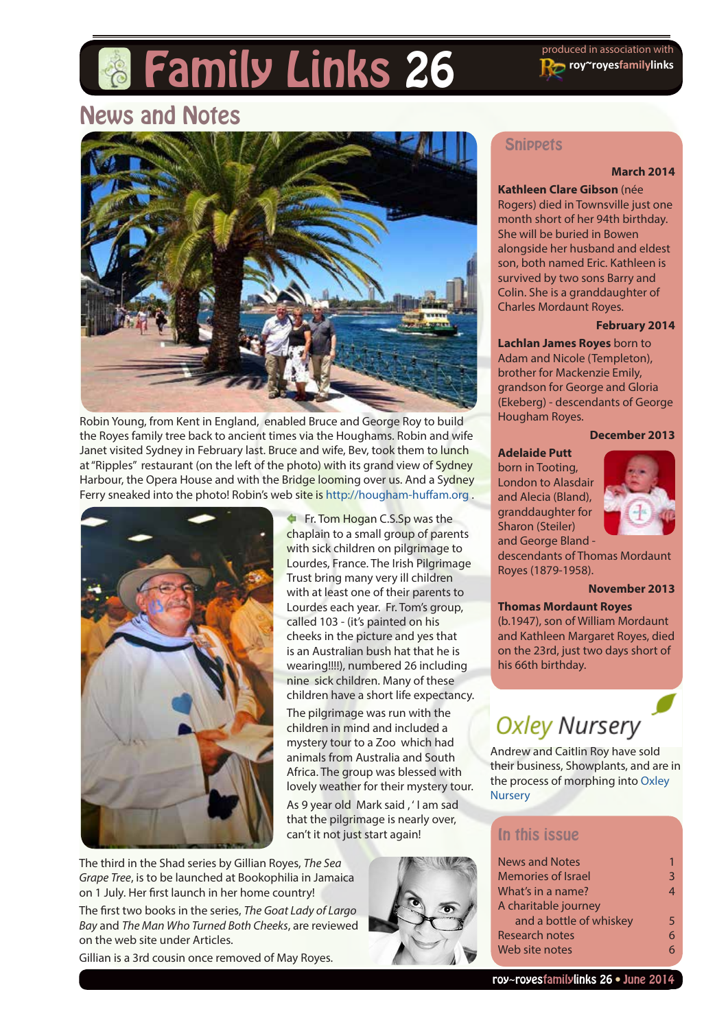# Family Links 26

produced in association with roy~royesfamilylinks

## News and Notes

Robin Young, from Kent in England, enabled Bruce and George Roy to build the Royes family tree back to ancient times via the Houghams. Robin and wife Janet visited Sydney in February last. Bruce and wife, Bev, took them to lunch at "Ripples" restaurant (on the left of the photo) with its grand view of Sydney Harbour, the Opera House and with the Bridge looming over us. And a Sydney Ferry sneaked into the photo! Robin's web site is http://hougham-huffam.org .

Fr. Tom Hogan C.S.Sp was the chaplain to a small group of parents with sick children on pilgrimage to Lourdes, France. The Irish Pilgrimage Trust bring many very ill children with at least one of their parents to Lourdes each year. Fr. Tom's group, called 103 - (it's painted on his cheeks in the picture and yes that is an Australian bush hat that he is wearing!!!!), numbered 26 including nine sick children. Many of these children have a short life expectancy.

The pilgrimage was run with the children in mind and included a mystery tour to a Zoo which had animals from Australia and South Africa. The group was blessed with lovely weather for their mystery tour.

As 9 year old Mark said , ' I am sad that the pilgrimage is nearly over, can't it not just start again!

The third in the Shad series by Gillian Royes, *The Sea Grape Tree*, is to be launched at Bookophilia in Jamaica on 1 July. Her first launch in her home country!

The first two books in the series, *The Goat Lady of Largo Bay* and *The Man Who Turned Both Cheeks*, are reviewed on the web site under Articles.

Gillian is a 3rd cousin once removed of May Royes.

### Snippets

**March 2014**

**Kathleen Clare Gibson** (née Rogers) died in Townsville just one month short of her 94th birthday. She will be buried in Bowen alongside her husband and eldest son, both named Eric. Kathleen is survived by two sons Barry and Colin. She is a granddaughter of Charles Mordaunt Royes.

**February 2014**

**Lachlan James Royes** born to Adam and Nicole (Templeton), brother for Mackenzie Emily, grandson for George and Gloria (Ekeberg) - descendants of George Hougham Royes.

**December 2013**

**Adelaide Putt** born in Tooting, London to Alasdair and Alecia (Bland), granddaughter for Sharon (Steiler) and George Bland - descendants of Thomas Mordaunt Royes (1879-1958).

**November 2013**

**Thomas Mordaunt Royes** (b.1947), son of William Mordaunt and Kathleen Margaret Royes, died on the 23rd, just two days short of his 66th birthday.

### Oxley Nursery

Andrew and Caitlin Roy have sold their business, Showplants, and are in the process of morphing into Oxley Nursery

### In this issue

| | |
|---|---|
| News and Notes | 1 |
| Memories of Israel | 3 |
| What's in a name? | 4 |
| A charitable journey and a bottle of whiskey | 5 |
| Research notes | 6 |
| Web site notes | 6 |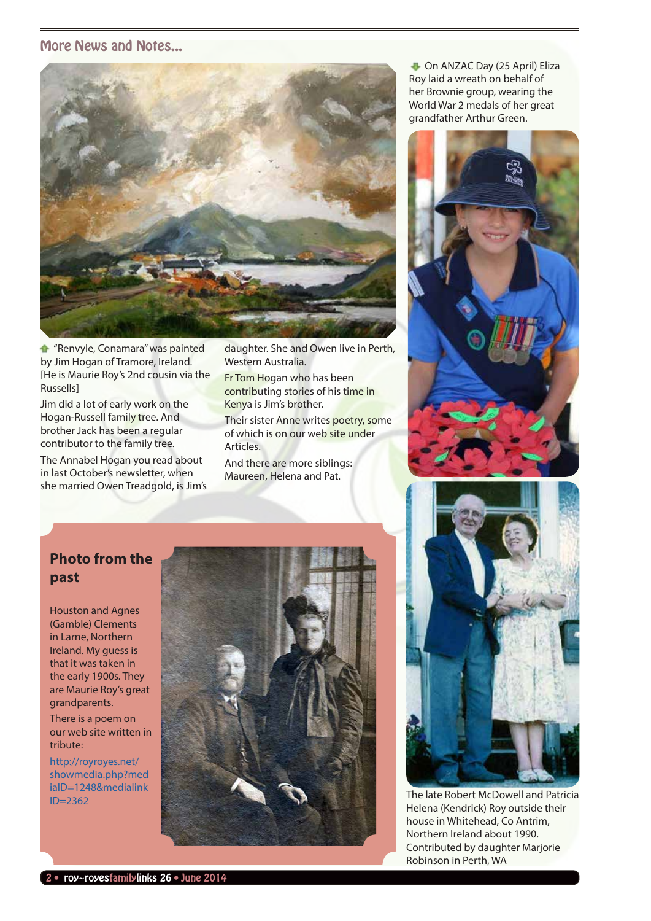## More News and Notes...

"Renvyle, Conamara" was painted by Jim Hogan of Tramore, Ireland. [He is Maurie Roy's 2nd cousin via the Russells]

Jim did a lot of early work on the Hogan-Russell family tree. And brother Jack has been a regular contributor to the family tree.

The Annabel Hogan you read about in last October's newsletter, when she married Owen Treadgold, is Jim's daughter. She and Owen live in Perth, Western Australia.

Fr Tom Hogan who has been contributing stories of his time in Kenya is Jim's brother.

Their sister Anne writes poetry, some of which is on our web site under Articles.

And there are more siblings: Maureen, Helena and Pat.

On ANZAC Day (25 April) Eliza Roy laid a wreath on behalf of her Brownie group, wearing the World War 2 medals of her great grandfather Arthur Green.

### Photo from the past

Houston and Agnes (Gamble) Clements in Larne, Northern Ireland. My guess is that it was taken in the early 1900s. They are Maurie Roy's great grandparents.

There is a poem on our web site written in tribute:

http://royroyes.net/showmedia.php?mediaID=1248&medialinkID=2362

The late Robert McDowell and Patricia Helena (Kendrick) Roy outside their house in Whitehead, Co Antrim, Northern Ireland about 1990. Contributed by daughter Marjorie Robinson in Perth, WA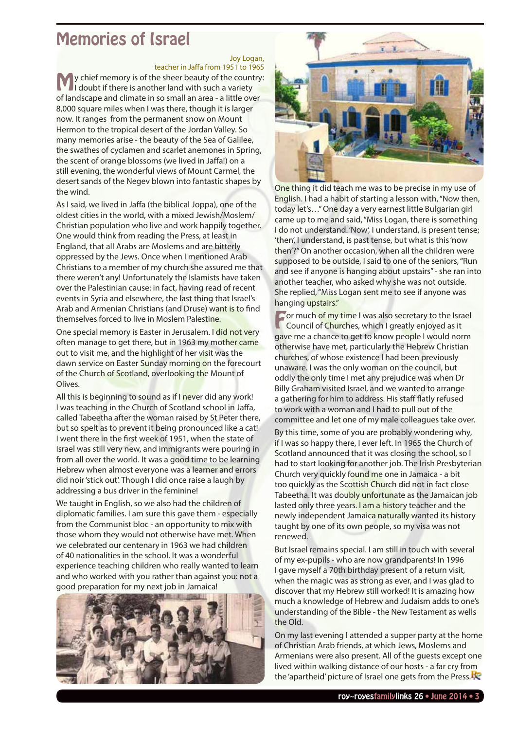# Memories of Israel

Joy Logan,
teacher in Jaffa from 1951 to 1965

My chief memory is of the sheer beauty of the country: I doubt if there is another land with such a variety of landscape and climate in so small an area - a little over 8,000 square miles when I was there, though it is larger now. It ranges from the permanent snow on Mount Hermon to the tropical desert of the Jordan Valley. So many memories arise - the beauty of the Sea of Galilee, the swathes of cyclamen and scarlet anemones in Spring, the scent of orange blossoms (we lived in Jaffa!) on a still evening, the wonderful views of Mount Carmel, the desert sands of the Negev blown into fantastic shapes by the wind.

As I said, we lived in Jaffa (the biblical Joppa), one of the oldest cities in the world, with a mixed Jewish/Moslem/ Christian population who live and work happily together. One would think from reading the Press, at least in England, that all Arabs are Moslems and are bitterly oppressed by the Jews. Once when I mentioned Arab Christians to a member of my church she assured me that there weren't any! Unfortunately the Islamists have taken over the Palestinian cause: in fact, having read of recent events in Syria and elsewhere, the last thing that Israel's Arab and Armenian Christians (and Druse) want is to find themselves forced to live in Moslem Palestine.

One special memory is Easter in Jerusalem. I did not very often manage to get there, but in 1963 my mother came out to visit me, and the highlight of her visit was the dawn service on Easter Sunday morning on the forecourt of the Church of Scotland, overlooking the Mount of Olives.

All this is beginning to sound as if I never did any work! I was teaching in the Church of Scotland school in Jaffa, called Tabeetha after the woman raised by St Peter there, but so spelt as to prevent it being pronounced like a cat! I went there in the first week of 1951, when the state of Israel was still very new, and immigrants were pouring in from all over the world. It was a good time to be learning Hebrew when almost everyone was a learner and errors did noir 'stick out'. Though I did once raise a laugh by addressing a bus driver in the feminine!

We taught in English, so we also had the children of diplomatic families. I am sure this gave them - especially from the Communist bloc - an opportunity to mix with those whom they would not otherwise have met. When we celebrated our centenary in 1963 we had children of 40 nationalities in the school. It was a wonderful experience teaching children who really wanted to learn and who worked with you rather than against you: not a good preparation for my next job in Jamaica!

One thing it did teach me was to be precise in my use of English. I had a habit of starting a lesson with, "Now then, today let's…" One day a very earnest little Bulgarian girl came up to me and said, "Miss Logan, there is something I do not understand. 'Now', I understand, is present tense; 'then', I understand, is past tense, but what is this 'now then'?" On another occasion, when all the children were supposed to be outside, I said to one of the seniors, "Run and see if anyone is hanging about upstairs" - she ran into another teacher, who asked why she was not outside. She replied, "Miss Logan sent me to see if anyone was hanging upstairs."

For much of my time I was also secretary to the Israel Council of Churches, which I greatly enjoyed as it gave me a chance to get to know people I would norm otherwise have met, particularly the Hebrew Christian churches, of whose existence I had been previously unaware. I was the only woman on the council, but oddly the only time I met any prejudice was when Dr Billy Graham visited Israel, and we wanted to arrange a gathering for him to address. His staff flatly refused to work with a woman and I had to pull out of the committee and let one of my male colleagues take over.

By this time, some of you are probably wondering why, if I was so happy there, I ever left. In 1965 the Church of Scotland announced that it was closing the school, so I had to start looking for another job. The Irish Presbyterian Church very quickly found me one in Jamaica - a bit too quickly as the Scottish Church did not in fact close Tabeetha. It was doubly unfortunate as the Jamaican job lasted only three years. I am a history teacher and the newly independent Jamaica naturally wanted its history taught by one of its own people, so my visa was not renewed.

But Israel remains special. I am still in touch with several of my ex-pupils - who are now grandparents! In 1996 I gave myself a 70th birthday present of a return visit, when the magic was as strong as ever, and I was glad to discover that my Hebrew still worked! It is amazing how much a knowledge of Hebrew and Judaism adds to one's understanding of the Bible - the New Testament as wells the Old.

On my last evening I attended a supper party at the home of Christian Arab friends, at which Jews, Moslems and Armenians were also present. All of the guests except one lived within walking distance of our hosts - a far cry from the 'apartheid' picture of Israel one gets from the Press.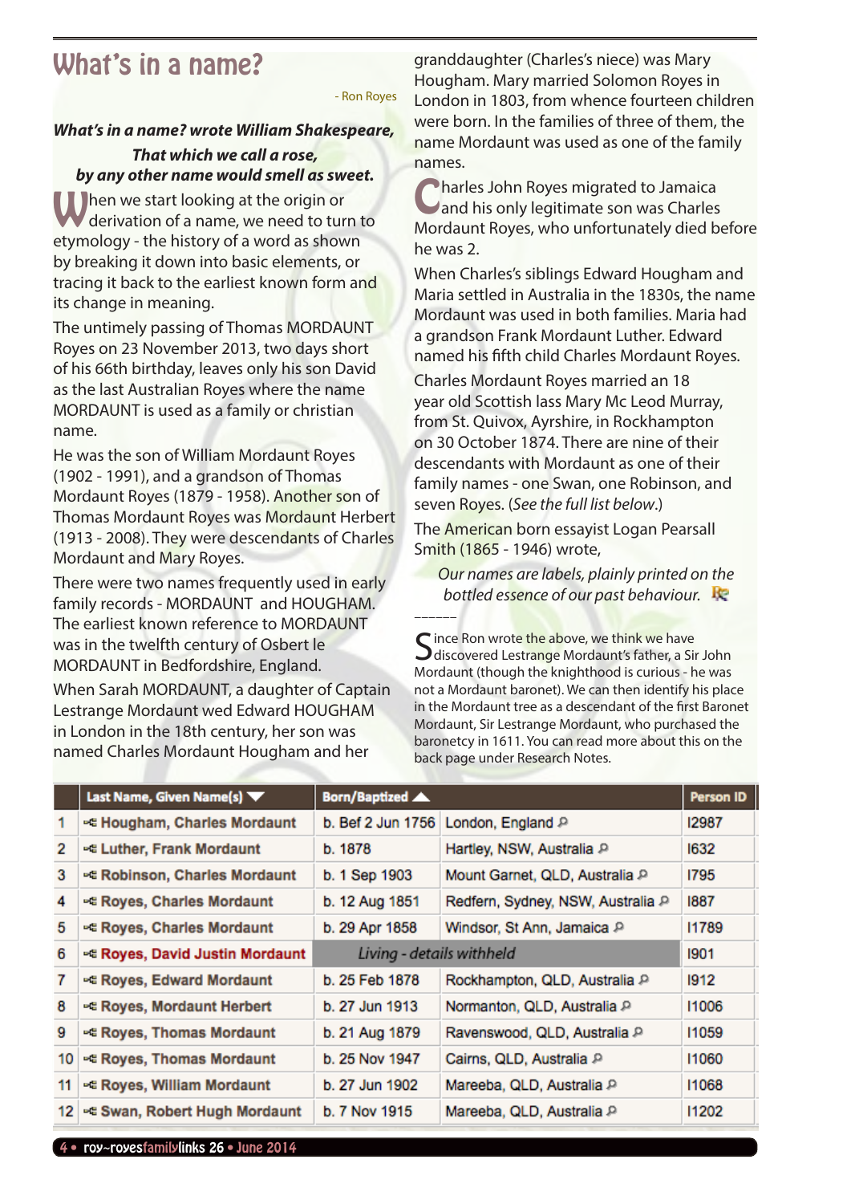# What's in a name?

- Ron Royes

***What's in a name? wrote William Shakespeare,***
***That which we call a rose,***
***by any other name would smell as sweet.***

When we start looking at the origin or derivation of a name, we need to turn to etymology - the history of a word as shown by breaking it down into basic elements, or tracing it back to the earliest known form and its change in meaning.

The untimely passing of Thomas MORDAUNT Royes on 23 November 2013, two days short of his 66th birthday, leaves only his son David as the last Australian Royes where the name MORDAUNT is used as a family or christian name.

He was the son of William Mordaunt Royes (1902 - 1991), and a grandson of Thomas Mordaunt Royes (1879 - 1958). Another son of Thomas Mordaunt Royes was Mordaunt Herbert (1913 - 2008). They were descendants of Charles Mordaunt and Mary Royes.

There were two names frequently used in early family records - MORDAUNT and HOUGHAM. The earliest known reference to MORDAUNT was in the twelfth century of Osbert le MORDAUNT in Bedfordshire, England.

When Sarah MORDAUNT, a daughter of Captain Lestrange Mordaunt wed Edward HOUGHAM in London in the 18th century, her son was named Charles Mordaunt Hougham and her granddaughter (Charles's niece) was Mary Hougham. Mary married Solomon Royes in London in 1803, from whence fourteen children were born. In the families of three of them, the name Mordaunt was used as one of the family names.

Charles John Royes migrated to Jamaica and his only legitimate son was Charles Mordaunt Royes, who unfortunately died before he was 2.

When Charles's siblings Edward Hougham and Maria settled in Australia in the 1830s, the name Mordaunt was used in both families. Maria had a grandson Frank Mordaunt Luther. Edward named his fifth child Charles Mordaunt Royes.

Charles Mordaunt Royes married an 18 year old Scottish lass Mary Mc Leod Murray, from St. Quivox, Ayrshire, in Rockhampton on 30 October 1874. There are nine of their descendants with Mordaunt as one of their family names - one Swan, one Robinson, and seven Royes. (*See the full list below*.)

The American born essayist Logan Pearsall Smith (1865 - 1946) wrote,

*Our names are labels, plainly printed on the bottled essence of our past behaviour.*

------

Since Ron wrote the above, we think we have discovered Lestrange Mordaunt's father, a Sir John Mordaunt (though the knighthood is curious - he was not a Mordaunt baronet). We can then identify his place in the Mordaunt tree as a descendant of the first Baronet Mordaunt, Sir Lestrange Mordaunt, who purchased the baronetcy in 1611. You can read more about this on the back page under Research Notes.

| | Last Name, Given Name(s) | Born/Baptized | | Person ID |
|---|---|---|---|---|
| 1 | Hougham, Charles Mordaunt | b. Bef 2 Jun 1756 | London, England | I2987 |
| 2 | Luther, Frank Mordaunt | b. 1878 | Hartley, NSW, Australia | I632 |
| 3 | Robinson, Charles Mordaunt | b. 1 Sep 1903 | Mount Garnet, QLD, Australia | I795 |
| 4 | Royes, Charles Mordaunt | b. 12 Aug 1851 | Redfern, Sydney, NSW, Australia | I887 |
| 5 | Royes, Charles Mordaunt | b. 29 Apr 1858 | Windsor, St Ann, Jamaica | I1789 |
| 6 | Royes, David Justin Mordaunt | *Living - details withheld* | | I901 |
| 7 | Royes, Edward Mordaunt | b. 25 Feb 1878 | Rockhampton, QLD, Australia | I912 |
| 8 | Royes, Mordaunt Herbert | b. 27 Jun 1913 | Normanton, QLD, Australia | I1006 |
| 9 | Royes, Thomas Mordaunt | b. 21 Aug 1879 | Ravenswood, QLD, Australia | I1059 |
| 10 | Royes, Thomas Mordaunt | b. 25 Nov 1947 | Cairns, QLD, Australia | I1060 |
| 11 | Royes, William Mordaunt | b. 27 Jun 1902 | Mareeba, QLD, Australia | I1068 |
| 12 | Swan, Robert Hugh Mordaunt | b. 7 Nov 1915 | Mareeba, QLD, Australia | I1202 |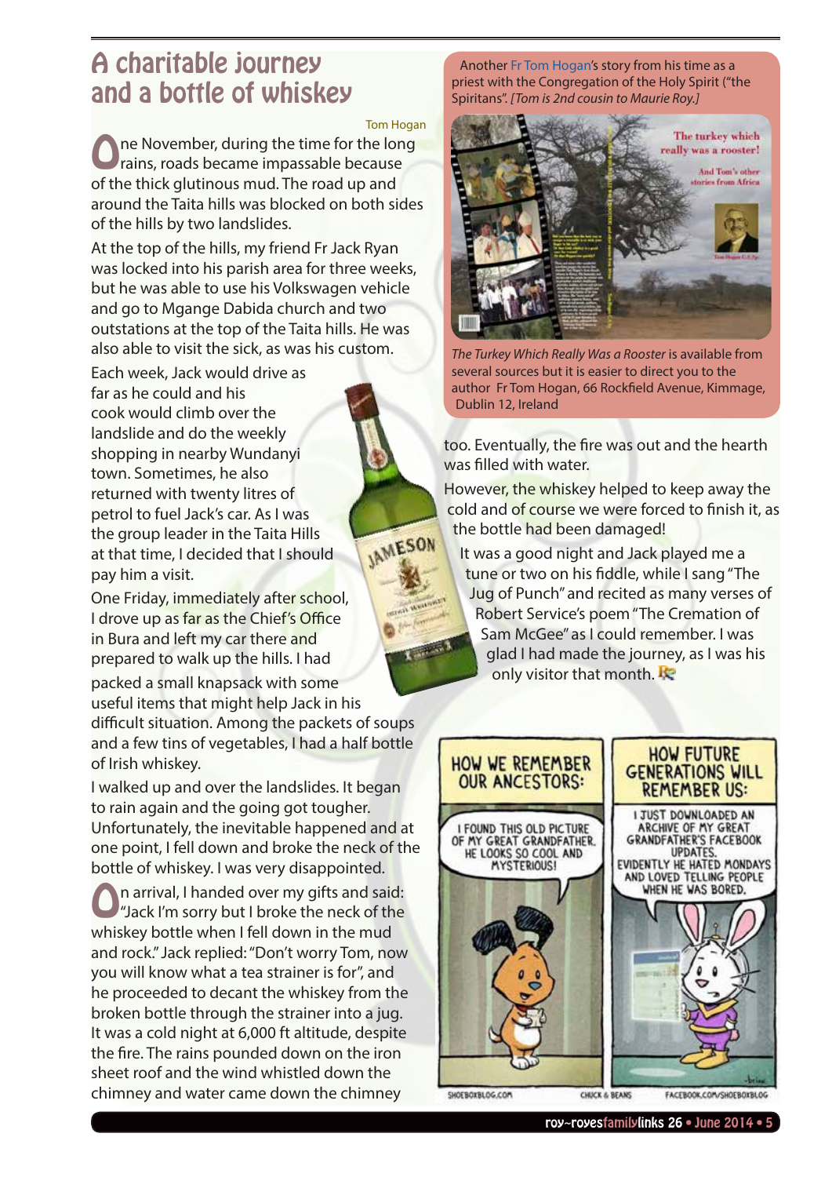# A charitable journey and a bottle of whiskey

Tom Hogan

One November, during the time for the long rains, roads became impassable because of the thick glutinous mud. The road up and around the Taita hills was blocked on both sides of the hills by two landslides.

At the top of the hills, my friend Fr Jack Ryan was locked into his parish area for three weeks, but he was able to use his Volkswagen vehicle and go to Mgange Dabida church and two outstations at the top of the Taita hills. He was also able to visit the sick, as was his custom.

Each week, Jack would drive as far as he could and his cook would climb over the landslide and do the weekly shopping in nearby Wundanyi town. Sometimes, he also returned with twenty litres of petrol to fuel Jack's car. As I was the group leader in the Taita Hills at that time, I decided that I should pay him a visit.

One Friday, immediately after school, I drove up as far as the Chief's Office in Bura and left my car there and prepared to walk up the hills. I had packed a small knapsack with some useful items that might help Jack in his difficult situation. Among the packets of soups and a few tins of vegetables, I had a half bottle of Irish whiskey.

I walked up and over the landslides. It began to rain again and the going got tougher. Unfortunately, the inevitable happened and at one point, I fell down and broke the neck of the bottle of whiskey. I was very disappointed.

On arrival, I handed over my gifts and said: "Jack I'm sorry but I broke the neck of the whiskey bottle when I fell down in the mud and rock." Jack replied: "Don't worry Tom, now you will know what a tea strainer is for", and he proceeded to decant the whiskey from the broken bottle through the strainer into a jug. It was a cold night at 6,000 ft altitude, despite the fire. The rains pounded down on the iron sheet roof and the wind whistled down the chimney and water came down the chimney too. Eventually, the fire was out and the hearth was filled with water.

However, the whiskey helped to keep away the cold and of course we were forced to finish it, as the bottle had been damaged!

It was a good night and Jack played me a tune or two on his fiddle, while I sang "The Jug of Punch" and recited as many verses of Robert Service's poem "The Cremation of Sam McGee" as I could remember. I was glad I had made the journey, as I was his only visitor that month.

Another Fr Tom Hogan's story from his time as a priest with the Congregation of the Holy Spirit ("the Spiritans". *[Tom is 2nd cousin to Maurie Roy.]*

*The Turkey Which Really Was a Rooster* is available from several sources but it is easier to direct you to the author Fr Tom Hogan, 66 Rockfield Avenue, Kimmage, Dublin 12, Ireland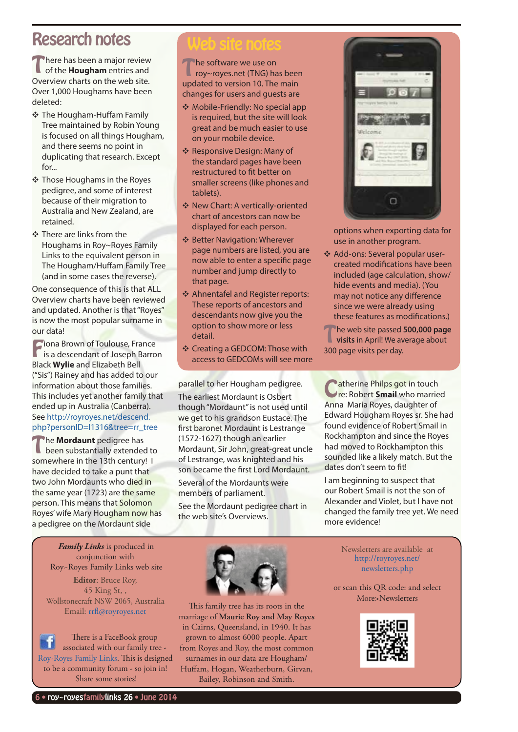# Research notes

There has been a major review of the **Hougham** entries and Overview charts on the web site. Over 1,000 Houghams have been deleted:

- The Hougham-Huffam Family Tree maintained by Robin Young is focused on all things Hougham, and there seems no point in duplicating that research. Except for...
- Those Houghams in the Royes pedigree, and some of interest because of their migration to Australia and New Zealand, are retained.
- There are links from the Houghams in Roy~Royes Family Links to the equivalent person in The Hougham/Huffam Family Tree (and in some cases the reverse).

One consequence of this is that ALL Overview charts have been reviewed and updated. Another is that "Royes" is now the most popular surname in our data!

Fiona Brown of Toulouse, France is a descendant of Joseph Barron Black **Wylie** and Elizabeth Bell ("Sis") Rainey and has added to our information about those families. This includes yet another family that ended up in Australia (Canberra). See http://royroyes.net/descend.php?personID=I1316&tree=rr_tree

The **Mordaunt** pedigree has been substantially extended to somewhere in the 13th century! I have decided to take a punt that two John Mordaunts who died in the same year (1723) are the same person. This means that Solomon Royes' wife Mary Hougham now has a pedigree on the Mordaunt side parallel to her Hougham pedigree.

The earliest Mordaunt is Osbert though "Mordaunt" is not used until we get to his grandson Eustace. The first baronet Mordaunt is Lestrange (1572-1627) though an earlier Mordaunt, Sir John, great-great uncle of Lestrange, was knighted and his son became the first Lord Mordaunt.

Several of the Mordaunts were members of parliament.

See the Mordaunt pedigree chart in the web site's Overviews.

# Web site notes

The software we use on roy~royes.net (TNG) has been updated to version 10. The main changes for users and guests are

- Mobile-Friendly: No special app is required, but the site will look great and be much easier to use on your mobile device.
- Responsive Design: Many of the standard pages have been restructured to fit better on smaller screens (like phones and tablets).
- New Chart: A vertically-oriented chart of ancestors can now be displayed for each person.
- Better Navigation: Wherever page numbers are listed, you are now able to enter a specific page number and jump directly to that page.
- Ahnentafel and Register reports: These reports of ancestors and descendants now give you the option to show more or less detail.
- Creating a GEDCOM: Those with access to GEDCOMs will see more options when exporting data for use in another program.
- Add-ons: Several popular user-created modifications have been included (age calculation, show/hide events and media). (You may not notice any difference since we were already using these features as modifications.)

The web site passed **500,000 page visits** in April! We average about 300 page visits per day.

Catherine Philps got in touch re: Robert **Smail** who married Anna Maria Royes, daughter of Edward Hougham Royes sr. She had found evidence of Robert Smail in Rockhampton and since the Royes had moved to Rockhampton this sounded like a likely match. But the dates don't seem to fit!

I am beginning to suspect that our Robert Smail is not the son of Alexander and Violet, but I have not changed the family tree yet. We need more evidence!

***Family Links*** is produced in conjunction with Roy~Royes Family Links web site

**Editor**: Bruce Roy,
45 King St, ,
Wollstonecraft NSW 2065, Australia
Email: rrfl@royroyes.net

There is a FaceBook group associated with our family tree - Roy-Royes Family Links. This is designed to be a community forum - so join in! Share some stories!

This family tree has its roots in the marriage of **Maurie Roy and May Royes** in Cairns, Queensland, in 1940. It has grown to almost 6000 people. Apart from Royes and Roy, the most common surnames in our data are Hougham/Huffam, Hogan, Weatherburn, Girvan, Bailey, Robinson and Smith.

Newsletters are available at http://royroyes.net/newsletters.php

or scan this QR code: and select More>Newsletters